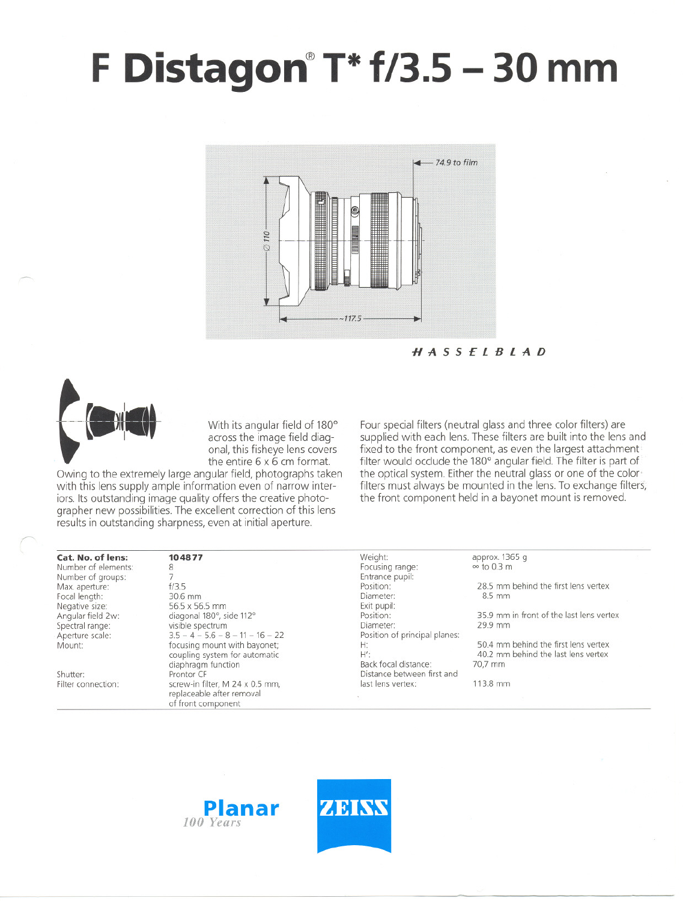# F Distagon® T* f/3.5 – 30 mm

HASSELBLAD

With its angular field of 180° across the image field diagonal, this fisheye lens covers the entire 6 x 6 cm format. Owing to the extremely large angular field, photographs taken with this lens supply ample information even of narrow interiors. Its outstanding image quality offers the creative photographer new possibilities. The excellent correction of this lens results in outstanding sharpness, even at initial aperture.

Four special filters (neutral glass and three color filters) are supplied with each lens. These filters are built into the lens and fixed to the front component, as even the largest attachment filter would occlude the 180° angular field. The filter is part of the optical system. Either the neutral glass or one of the color filters must always be mounted in the lens. To exchange filters, the front component held in a bayonet mount is removed.

| | |
|---|---|
| **Cat. No. of lens:** | **104877** |
| Number of elements: | 8 |
| Number of groups: | 7 |
| Max. aperture: | f/3.5 |
| Focal length: | 30.6 mm |
| Negative size: | 56.5 x 56.5 mm |
| Angular field 2w: | diagonal 180°, side 112° |
| Spectral range: | visible spectrum |
| Aperture scale: | 3.5 – 4 – 5.6 – 8 – 11 – 16 – 22 |
| Mount: | focusing mount with bayonet; coupling system for automatic diaphragm function |
| Shutter: | Prontor CF |
| Filter connection: | screw-in filter, M 24 x 0.5 mm, replaceable after removal of front component |
| Weight: | approx. 1365 g |
| Focusing range: | ∞ to 0.3 m |
| Entrance pupil: | |
| Position: | 28.5 mm behind the first lens vertex |
| Diameter: | 8.5 mm |
| Exit pupil: | |
| Position: | 35.9 mm in front of the last lens vertex |
| Diameter: | 29.9 mm |
| Position of principal planes: | |
| H: | 50.4 mm behind the first lens vertex |
| H': | 40.2 mm behind the last lens vertex |
| Back focal distance: | 70,7 mm |
| Distance between first and last lens vertex: | 113.8 mm |

Planar 100 Years

ZEISS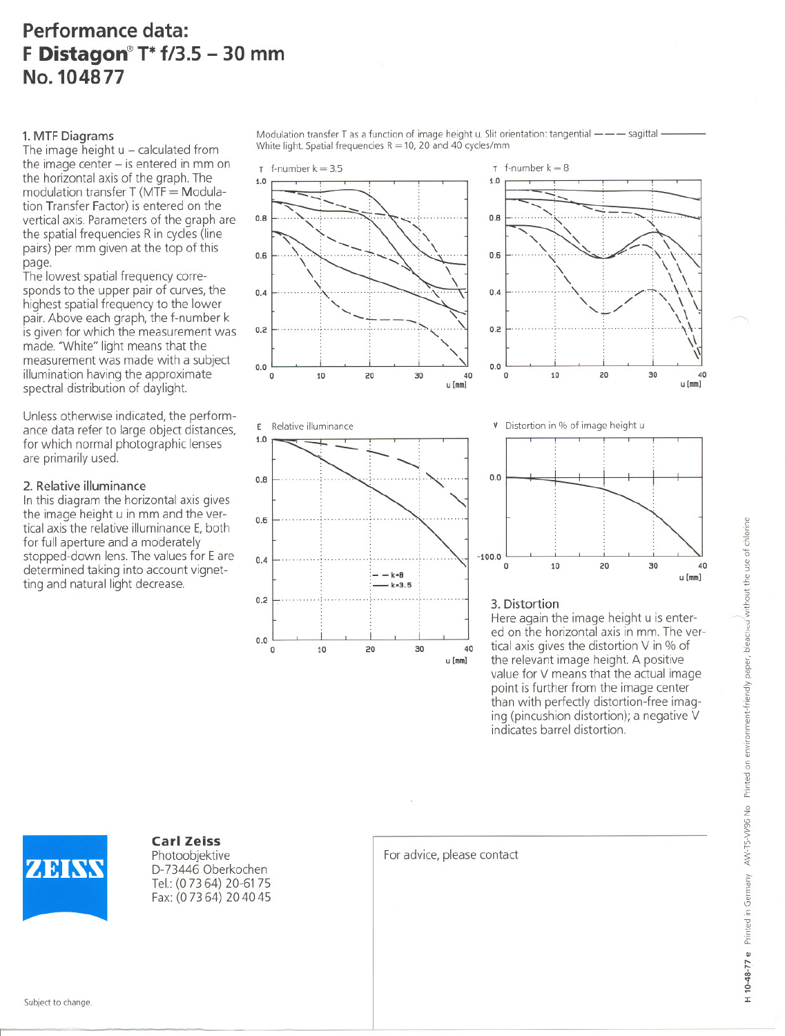# Performance data:
# F Distagon® T* f/3.5 – 30 mm
# No. 104877

## 1. MTF Diagrams

The image height u – calculated from the image center – is entered in mm on the horizontal axis of the graph. The modulation transfer T (MTF = Modulation Transfer Factor) is entered on the vertical axis. Parameters of the graph are the spatial frequencies R in cycles (line pairs) per mm given at the top of this page.

The lowest spatial frequency corresponds to the upper pair of curves, the highest spatial frequency to the lower pair. Above each graph, the f-number k is given for which the measurement was made. "White" light means that the measurement was made with a subject illumination having the approximate spectral distribution of daylight.

Unless otherwise indicated, the performance data refer to large object distances, for which normal photographic lenses are primarily used.

Modulation transfer T as a function of image height u. Slit orientation: tangential – – – sagittal ———
White light. Spatial frequencies R = 10, 20 and 40 cycles/mm

T f-number k = 3.5
1.0
0.8
0.6
0.4
0.2
0.0
0 10 20 30 40
u [mm]

T f-number k = 8
1.0
0.8
0.6
0.4
0.2
0.0
0 10 20 30 40
u [mm]

## 2. Relative illuminance

In this diagram the horizontal axis gives the image height u in mm and the vertical axis the relative illuminance E, both for full aperture and a moderately stopped-down lens. The values for E are determined taking into account vignetting and natural light decrease.

E Relative illuminance
1.0
0.8
0.6
0.4
0.2
0.0
0 10 20 30 40
u [mm]
– – k=8
—— k=3.5

V Distortion in % of image height u
0.0
-100.0
0 10 20 30 40
u [mm]

## 3. Distortion

Here again the image height u is entered on the horizontal axis in mm. The vertical axis gives the distortion V in % of the relevant image height. A positive value for V means that the actual image point is further from the image center than with perfectly distortion-free imaging (pincushion distortion); a negative V indicates barrel distortion.

ZEISS

**Carl Zeiss**
Photoobjektive
D-73446 Oberkochen
Tel.: (0 73 64) 20-61 75
Fax: (0 73 64) 20 40 45

For advice, please contact

Subject to change.

H 10-48-77 e Printed in Germany AW-TS-VI/96 No Printed on environment-friendly paper, bleached without the use of chlorine